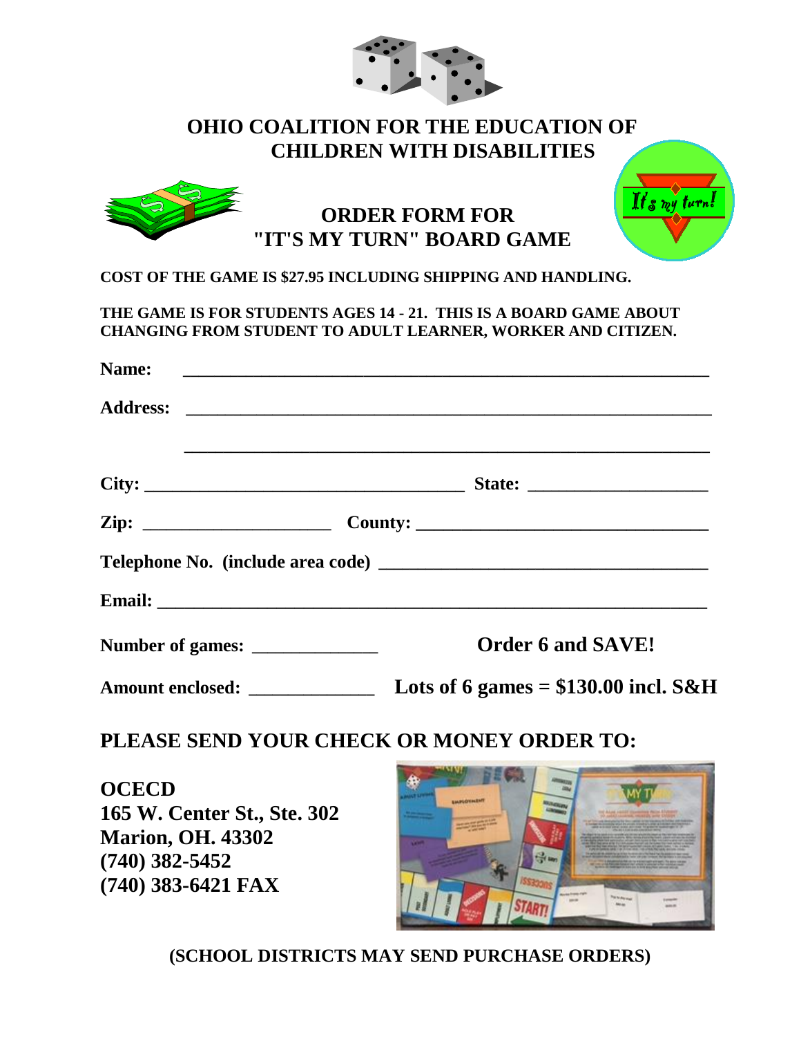# OHIO COALITION FOR THE EDUCATION OF CHILDREN WITH DISABILITIES

## ORDER FORM FOR "IT'S MY TURN" BOARD GAME

**COST OF THE GAME IS $27.95 INCLUDING SHIPPING AND HANDLING.**

**THE GAME IS FOR STUDENTS AGES 14 - 21. THIS IS A BOARD GAME ABOUT CHANGING FROM STUDENT TO ADULT LEARNER, WORKER AND CITIZEN.**

**Name:** ______________________________________________

**Address:** ______________________________________________

______________________________________________

**City:** ____________________________ **State:** ________________

**Zip:** ________________ **County:** __________________________

**Telephone No. (include area code)** ____________________________

**Email:** ______________________________________________

**Number of games:** ____________ **Order 6 and SAVE!**

**Amount enclosed:** ____________ **Lots of 6 games = $130.00 incl. S&H**

**PLEASE SEND YOUR CHECK OR MONEY ORDER TO:**

**OCECD**
**165 W. Center St., Ste. 302**
**Marion, OH. 43302**
**(740) 382-5452**
**(740) 383-6421 FAX**

**(SCHOOL DISTRICTS MAY SEND PURCHASE ORDERS)**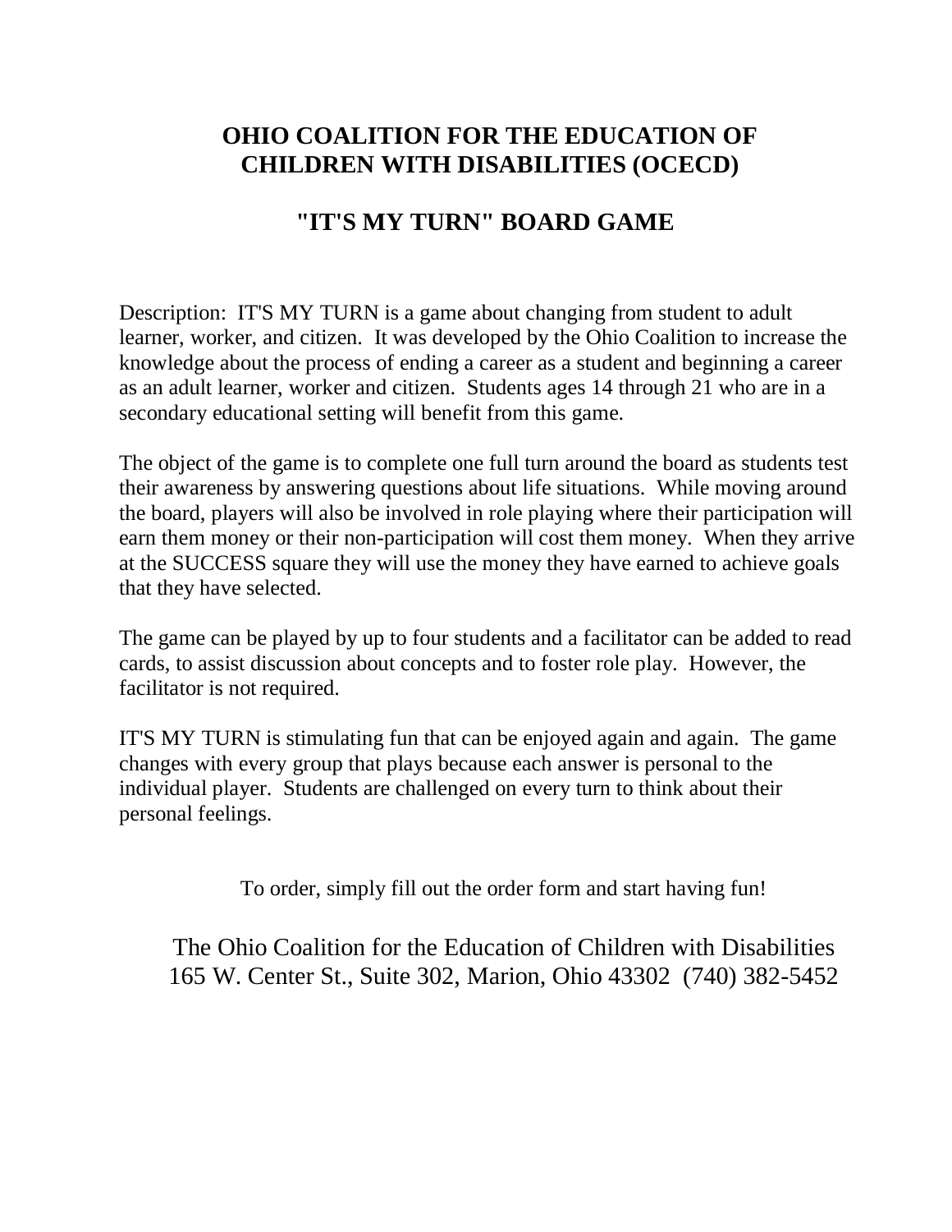# OHIO COALITION FOR THE EDUCATION OF CHILDREN WITH DISABILITIES (OCECD)

## "IT'S MY TURN" BOARD GAME

Description: IT'S MY TURN is a game about changing from student to adult learner, worker, and citizen. It was developed by the Ohio Coalition to increase the knowledge about the process of ending a career as a student and beginning a career as an adult learner, worker and citizen. Students ages 14 through 21 who are in a secondary educational setting will benefit from this game.

The object of the game is to complete one full turn around the board as students test their awareness by answering questions about life situations. While moving around the board, players will also be involved in role playing where their participation will earn them money or their non-participation will cost them money. When they arrive at the SUCCESS square they will use the money they have earned to achieve goals that they have selected.

The game can be played by up to four students and a facilitator can be added to read cards, to assist discussion about concepts and to foster role play. However, the facilitator is not required.

IT'S MY TURN is stimulating fun that can be enjoyed again and again. The game changes with every group that plays because each answer is personal to the individual player. Students are challenged on every turn to think about their personal feelings.

To order, simply fill out the order form and start having fun!

The Ohio Coalition for the Education of Children with Disabilities
165 W. Center St., Suite 302, Marion, Ohio 43302 (740) 382-5452